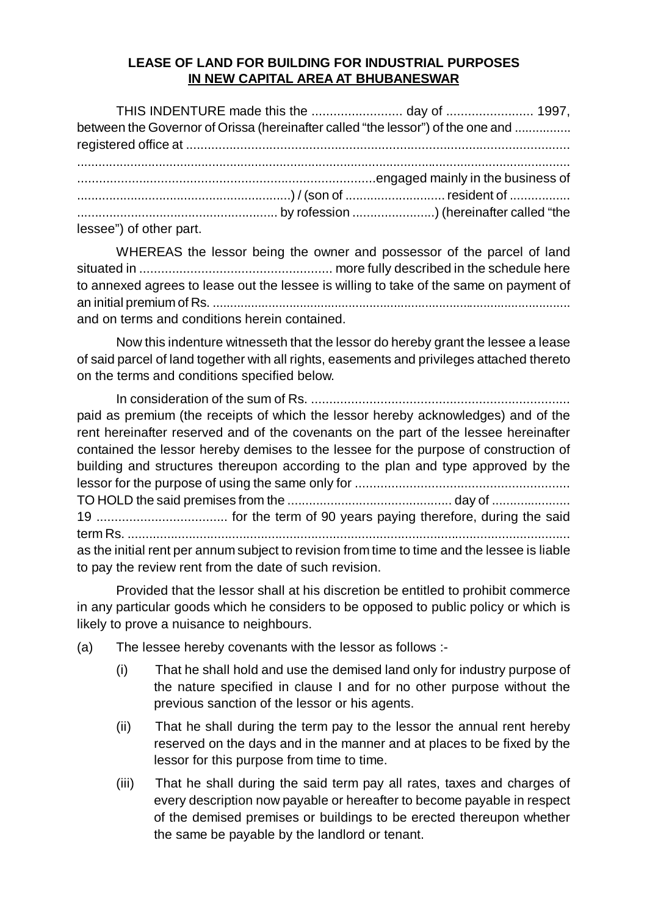**LEASE OF LAND FOR BUILDING FOR INDUSTRIAL PURPOSES**
**<u>IN NEW CAPITAL AREA AT BHUBANESWAR</u>**

THIS INDENTURE made this the ......................... day of ........................ 1997, between the Governor of Orissa (hereinafter called "the lessor") of the one and ................ registered office at .......................................................................................................... ................................................................................................................................................ .................................................................................engaged mainly in the business of ...........................................................) / (son of ............................ resident of ................. ........................................................ by rofession .......................) (hereinafter called "the lessee") of other part.

WHEREAS the lessor being the owner and possessor of the parcel of land situated in ..................................................... more fully described in the schedule here to annexed agrees to lease out the lessee is willing to take of the same on payment of an initial premium of Rs. ...................................................................................................... and on terms and conditions herein contained.

Now this indenture witnesseth that the lessor do hereby grant the lessee a lease of said parcel of land together with all rights, easements and privileges attached thereto on the terms and conditions specified below.

In consideration of the sum of Rs. ....................................................................... paid as premium (the receipts of which the lessor hereby acknowledges) and of the rent hereinafter reserved and of the covenants on the part of the lessee hereinafter contained the lessor hereby demises to the lessee for the purpose of construction of building and structures thereupon according to the plan and type approved by the lessor for the purpose of using the same only for ........................................................... TO HOLD the said premises from the .............................................. day of ...................... 19 .................................... for the term of 90 years paying therefore, during the said term Rs. ........................................................................................................................... as the initial rent per annum subject to revision from time to time and the lessee is liable to pay the review rent from the date of such revision.

Provided that the lessor shall at his discretion be entitled to prohibit commerce in any particular goods which he considers to be opposed to public policy or which is likely to prove a nuisance to neighbours.

(a) The lessee hereby covenants with the lessor as follows :-

(i) That he shall hold and use the demised land only for industry purpose of the nature specified in clause I and for no other purpose without the previous sanction of the lessor or his agents.

(ii) That he shall during the term pay to the lessor the annual rent hereby reserved on the days and in the manner and at places to be fixed by the lessor for this purpose from time to time.

(iii) That he shall during the said term pay all rates, taxes and charges of every description now payable or hereafter to become payable in respect of the demised premises or buildings to be erected thereupon whether the same be payable by the landlord or tenant.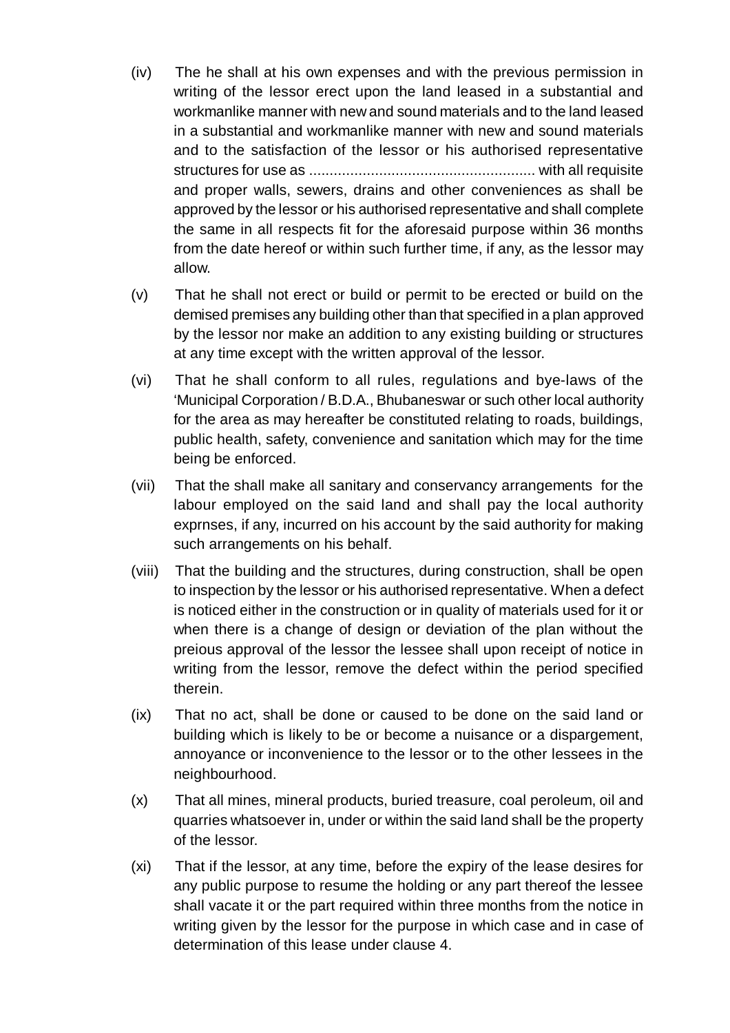(iv) The he shall at his own expenses and with the previous permission in writing of the lessor erect upon the land leased in a substantial and workmanlike manner with new and sound materials and to the land leased in a substantial and workmanlike manner with new and sound materials and to the satisfaction of the lessor or his authorised representative structures for use as ...................................................... with all requisite and proper walls, sewers, drains and other conveniences as shall be approved by the lessor or his authorised representative and shall complete the same in all respects fit for the aforesaid purpose within 36 months from the date hereof or within such further time, if any, as the lessor may allow.

(v) That he shall not erect or build or permit to be erected or build on the demised premises any building other than that specified in a plan approved by the lessor nor make an addition to any existing building or structures at any time except with the written approval of the lessor.

(vi) That he shall conform to all rules, regulations and bye-laws of the 'Municipal Corporation / B.D.A., Bhubaneswar or such other local authority for the area as may hereafter be constituted relating to roads, buildings, public health, safety, convenience and sanitation which may for the time being be enforced.

(vii) That the shall make all sanitary and conservancy arrangements for the labour employed on the said land and shall pay the local authority exprnses, if any, incurred on his account by the said authority for making such arrangements on his behalf.

(viii) That the building and the structures, during construction, shall be open to inspection by the lessor or his authorised representative. When a defect is noticed either in the construction or in quality of materials used for it or when there is a change of design or deviation of the plan without the preious approval of the lessor the lessee shall upon receipt of notice in writing from the lessor, remove the defect within the period specified therein.

(ix) That no act, shall be done or caused to be done on the said land or building which is likely to be or become a nuisance or a dispargement, annoyance or inconvenience to the lessor or to the other lessees in the neighbourhood.

(x) That all mines, mineral products, buried treasure, coal peroleum, oil and quarries whatsoever in, under or within the said land shall be the property of the lessor.

(xi) That if the lessor, at any time, before the expiry of the lease desires for any public purpose to resume the holding or any part thereof the lessee shall vacate it or the part required within three months from the notice in writing given by the lessor for the purpose in which case and in case of determination of this lease under clause 4.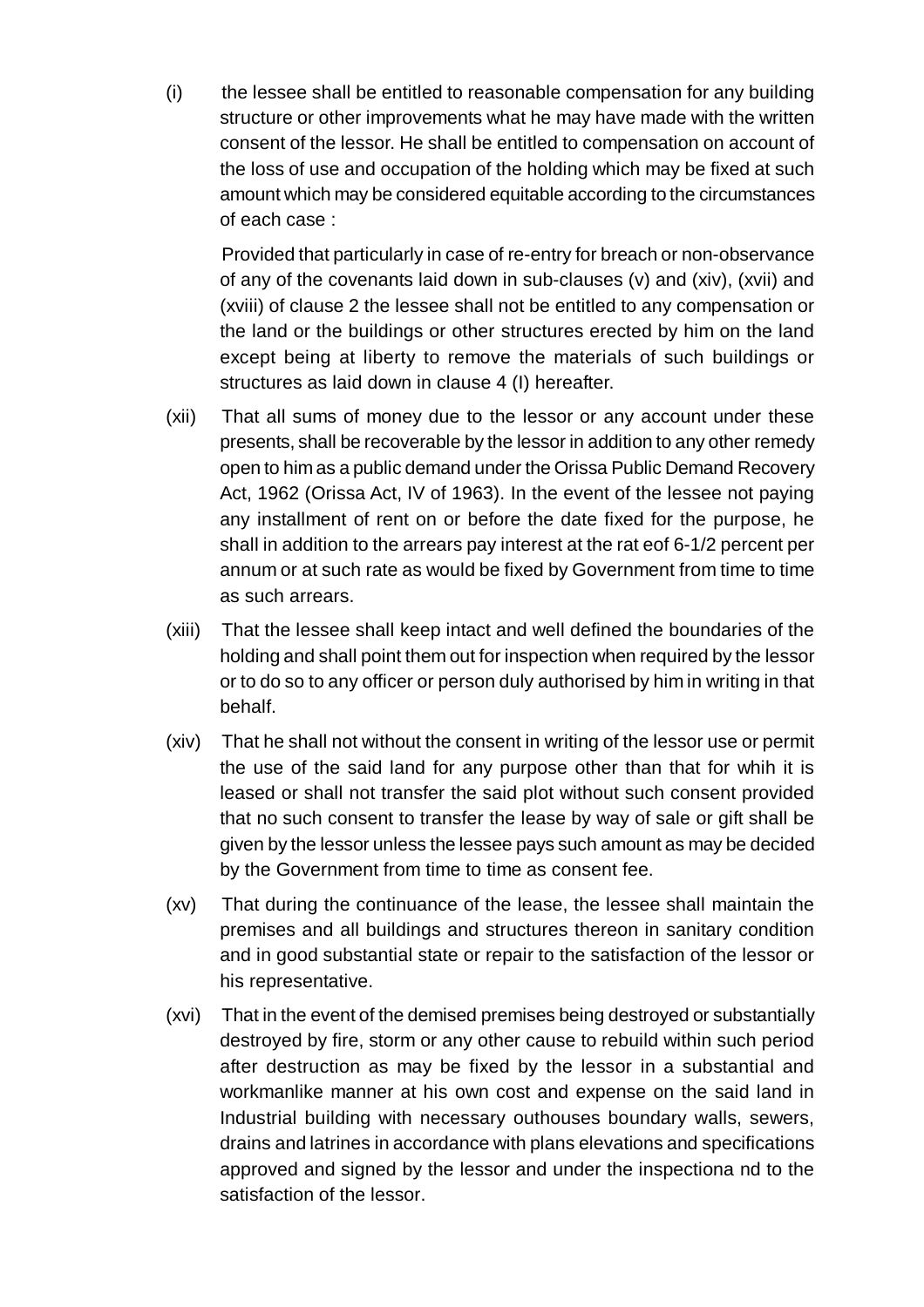(i) the lessee shall be entitled to reasonable compensation for any building structure or other improvements what he may have made with the written consent of the lessor. He shall be entitled to compensation on account of the loss of use and occupation of the holding which may be fixed at such amount which may be considered equitable according to the circumstances of each case :

Provided that particularly in case of re-entry for breach or non-observance of any of the covenants laid down in sub-clauses (v) and (xiv), (xvii) and (xviii) of clause 2 the lessee shall not be entitled to any compensation or the land or the buildings or other structures erected by him on the land except being at liberty to remove the materials of such buildings or structures as laid down in clause 4 (I) hereafter.

(xii) That all sums of money due to the lessor or any account under these presents, shall be recoverable by the lessor in addition to any other remedy open to him as a public demand under the Orissa Public Demand Recovery Act, 1962 (Orissa Act, IV of 1963). In the event of the lessee not paying any installment of rent on or before the date fixed for the purpose, he shall in addition to the arrears pay interest at the rat eof 6-1/2 percent per annum or at such rate as would be fixed by Government from time to time as such arrears.

(xiii) That the lessee shall keep intact and well defined the boundaries of the holding and shall point them out for inspection when required by the lessor or to do so to any officer or person duly authorised by him in writing in that behalf.

(xiv) That he shall not without the consent in writing of the lessor use or permit the use of the said land for any purpose other than that for whih it is leased or shall not transfer the said plot without such consent provided that no such consent to transfer the lease by way of sale or gift shall be given by the lessor unless the lessee pays such amount as may be decided by the Government from time to time as consent fee.

(xv) That during the continuance of the lease, the lessee shall maintain the premises and all buildings and structures thereon in sanitary condition and in good substantial state or repair to the satisfaction of the lessor or his representative.

(xvi) That in the event of the demised premises being destroyed or substantially destroyed by fire, storm or any other cause to rebuild within such period after destruction as may be fixed by the lessor in a substantial and workmanlike manner at his own cost and expense on the said land in Industrial building with necessary outhouses boundary walls, sewers, drains and latrines in accordance with plans elevations and specifications approved and signed by the lessor and under the inspectiona nd to the satisfaction of the lessor.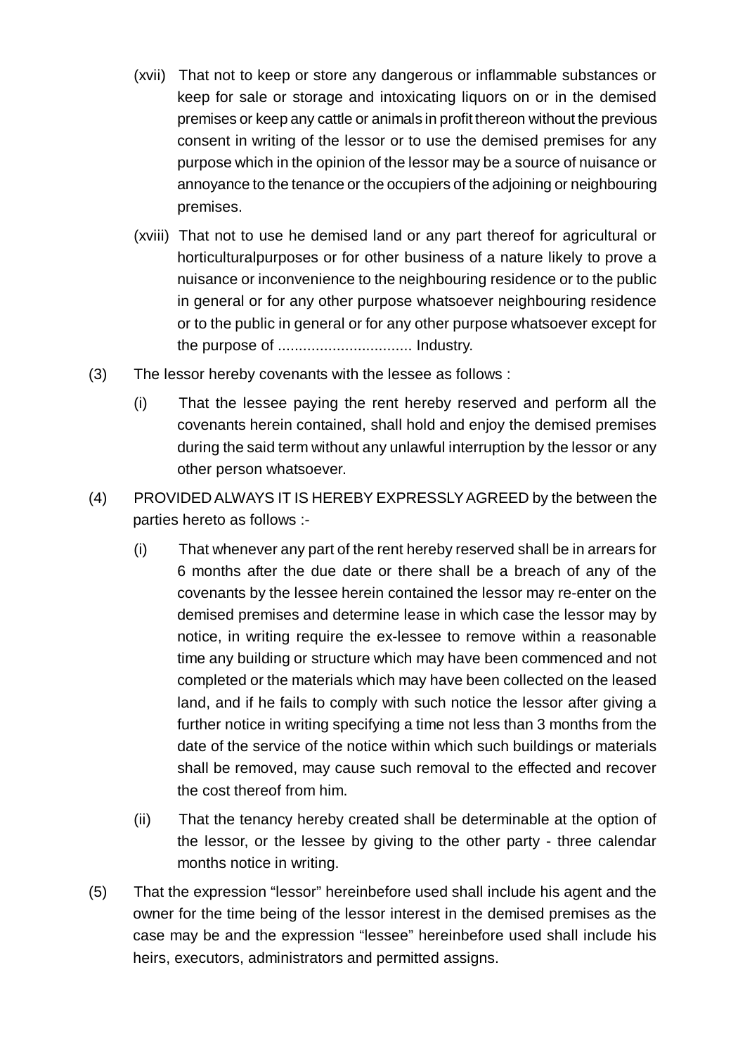(xvii) That not to keep or store any dangerous or inflammable substances or keep for sale or storage and intoxicating liquors on or in the demised premises or keep any cattle or animals in profit thereon without the previous consent in writing of the lessor or to use the demised premises for any purpose which in the opinion of the lessor may be a source of nuisance or annoyance to the tenance or the occupiers of the adjoining or neighbouring premises.

(xviii) That not to use he demised land or any part thereof for agricultural or horticulturalpurposes or for other business of a nature likely to prove a nuisance or inconvenience to the neighbouring residence or to the public in general or for any other purpose whatsoever neighbouring residence or to the public in general or for any other purpose whatsoever except for the purpose of ................................ Industry.

(3) The lessor hereby covenants with the lessee as follows :

(i) That the lessee paying the rent hereby reserved and perform all the covenants herein contained, shall hold and enjoy the demised premises during the said term without any unlawful interruption by the lessor or any other person whatsoever.

(4) PROVIDED ALWAYS IT IS HEREBY EXPRESSLY AGREED by the between the parties hereto as follows :-

(i) That whenever any part of the rent hereby reserved shall be in arrears for 6 months after the due date or there shall be a breach of any of the covenants by the lessee herein contained the lessor may re-enter on the demised premises and determine lease in which case the lessor may by notice, in writing require the ex-lessee to remove within a reasonable time any building or structure which may have been commenced and not completed or the materials which may have been collected on the leased land, and if he fails to comply with such notice the lessor after giving a further notice in writing specifying a time not less than 3 months from the date of the service of the notice within which such buildings or materials shall be removed, may cause such removal to the effected and recover the cost thereof from him.

(ii) That the tenancy hereby created shall be determinable at the option of the lessor, or the lessee by giving to the other party - three calendar months notice in writing.

(5) That the expression "lessor" hereinbefore used shall include his agent and the owner for the time being of the lessor interest in the demised premises as the case may be and the expression "lessee" hereinbefore used shall include his heirs, executors, administrators and permitted assigns.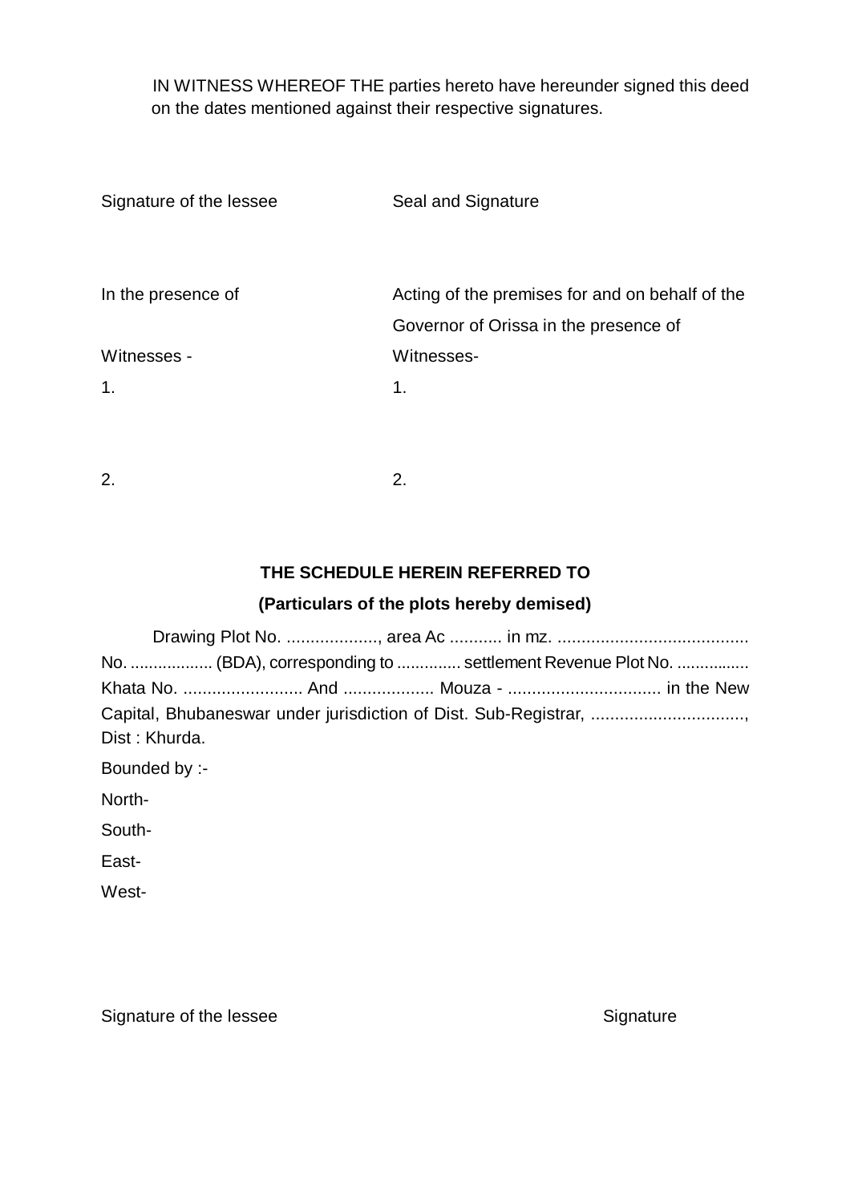IN WITNESS WHEREOF THE parties hereto have hereunder signed this deed on the dates mentioned against their respective signatures.

| | |
|---|---|
| Signature of the lessee | Seal and Signature |
| In the presence of | Acting of the premises for and on behalf of the Governor of Orissa in the presence of |
| Witnesses - | Witnesses- |
| 1. | 1. |
| 2. | 2. |

**THE SCHEDULE HEREIN REFERRED TO**

**(Particulars of the plots hereby demised)**

Drawing Plot No. ..................., area Ac ........... in mz. ........................................ No. .................. (BDA), corresponding to ............. settlement Revenue Plot No. ................ Khata No. .......................... And ................... Mouza - ................................ in the New Capital, Bhubaneswar under jurisdiction of Dist. Sub-Registrar, ................................, Dist : Khurda.

Bounded by :-

North-

South-

East-

West-

Signature of the lessee                                                                 Signature